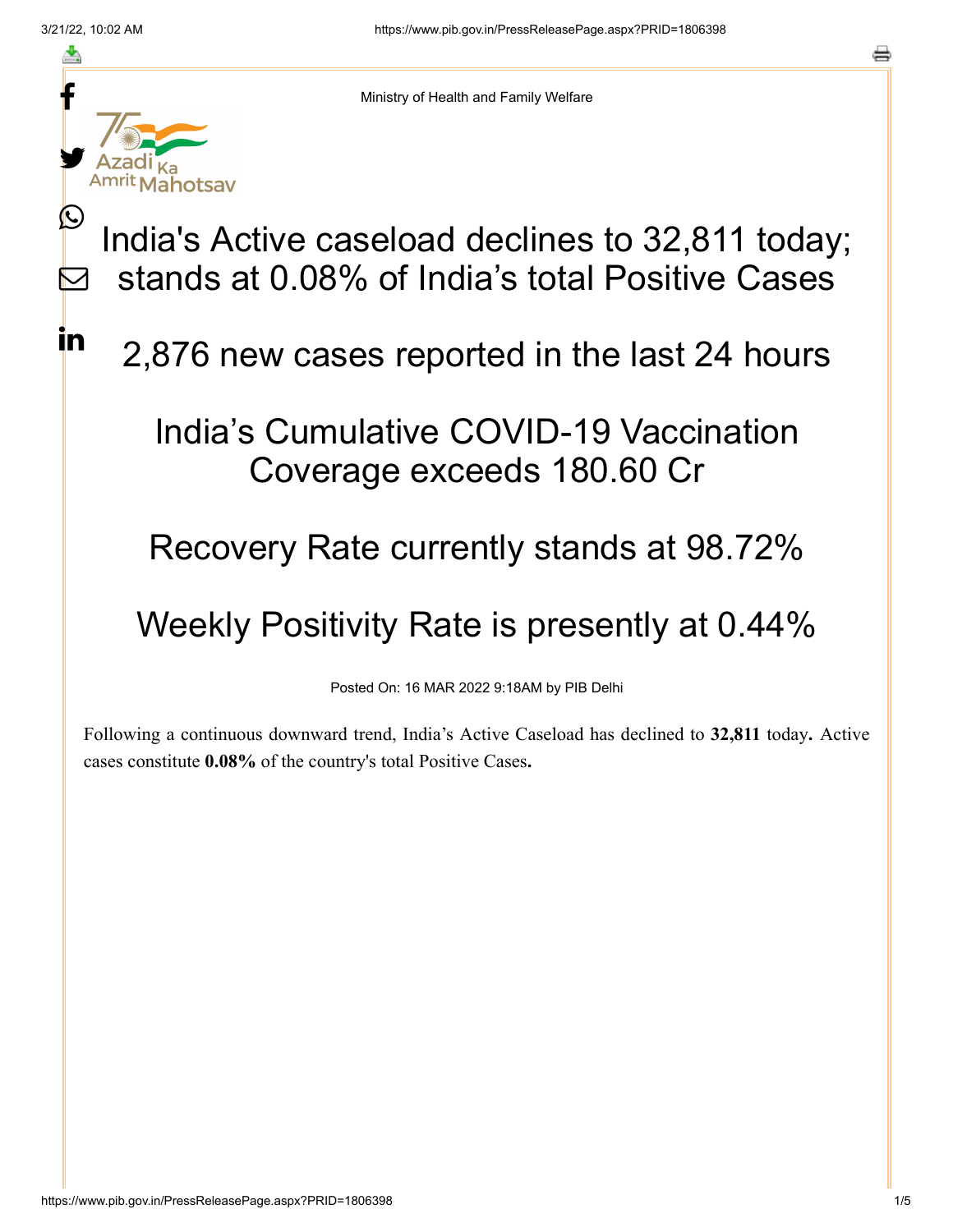Ministry of Health and Family Welfare

# India's Active caseload declines to 32,811 today; stands at 0.08% of India's total Positive Cases

## 2,876 new cases reported in the last 24 hours

## India's Cumulative COVID-19 Vaccination Coverage exceeds 180.60 Cr

## Recovery Rate currently stands at 98.72%

## Weekly Positivity Rate is presently at 0.44%

Posted On: 16 MAR 2022 9:18AM by PIB Delhi

Following a continuous downward trend, India's Active Caseload has declined to **32,811** today**.** Active cases constitute **0.08%** of the country's total Positive Cases**.**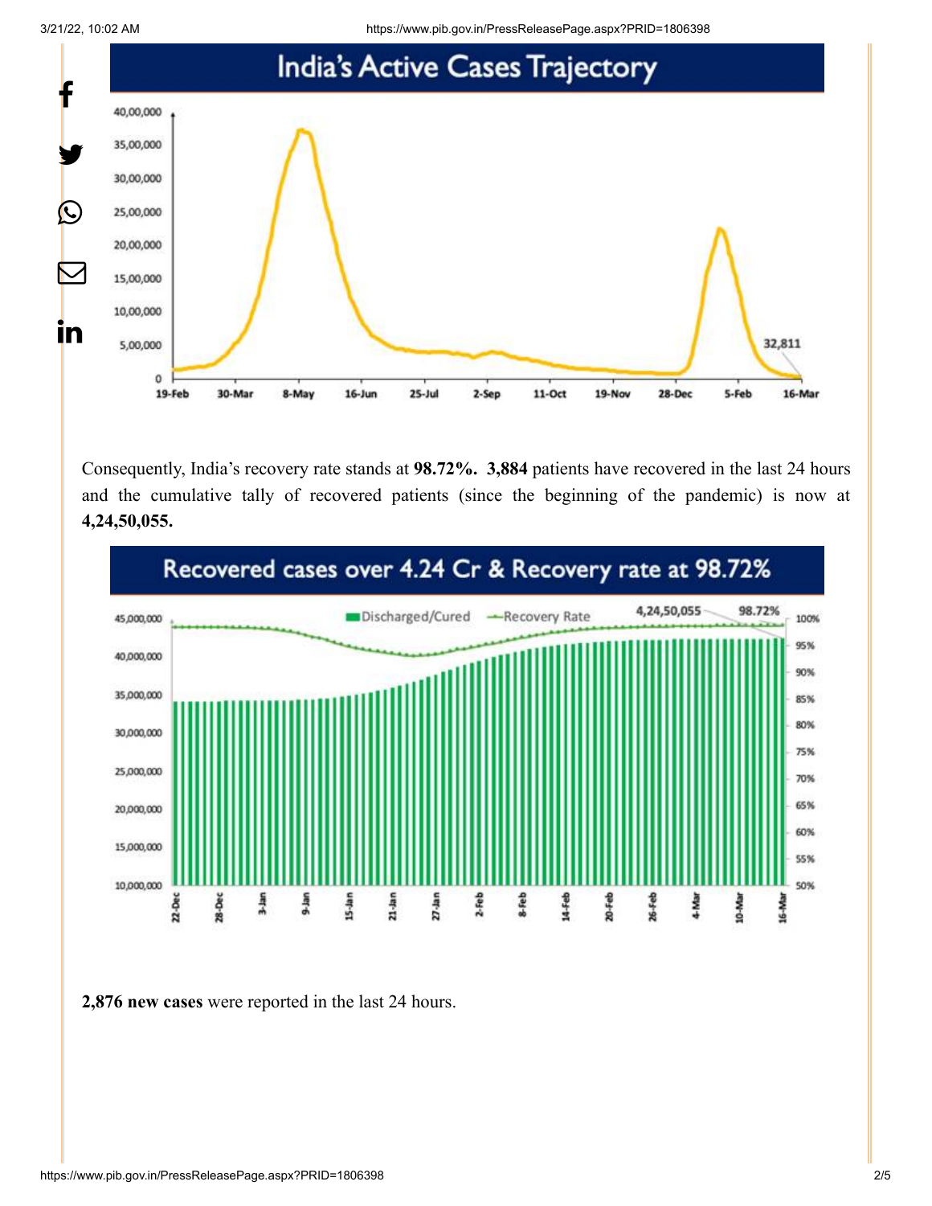## India's Active Cases Trajectory

Consequently, India's recovery rate stands at **98.72%. 3,884** patients have recovered in the last 24 hours and the cumulative tally of recovered patients (since the beginning of the pandemic) is now at **4,24,50,055.**

## Recovered cases over 4.24 Cr & Recovery rate at 98.72%

**2,876 new cases** were reported in the last 24 hours.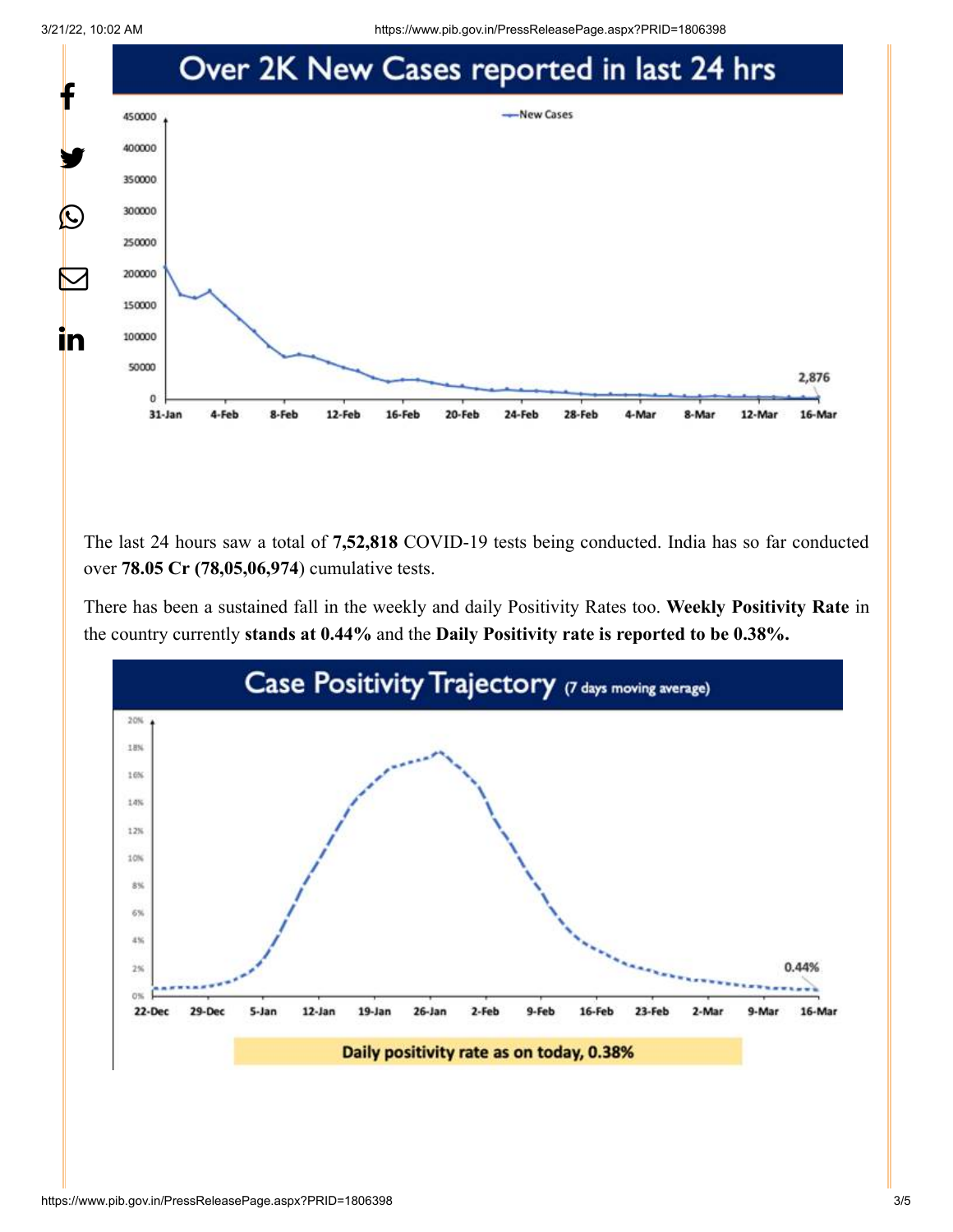**Over 2K New Cases reported in last 24 hrs**

The last 24 hours saw a total of **7,52,818** COVID-19 tests being conducted. India has so far conducted over **78.05 Cr (78,05,06,974**) cumulative tests.

There has been a sustained fall in the weekly and daily Positivity Rates too. **Weekly Positivity Rate** in the country currently **stands at 0.44%** and the **Daily Positivity rate is reported to be 0.38%.**

**Case Positivity Trajectory** (7 days moving average)

Daily positivity rate as on today, 0.38%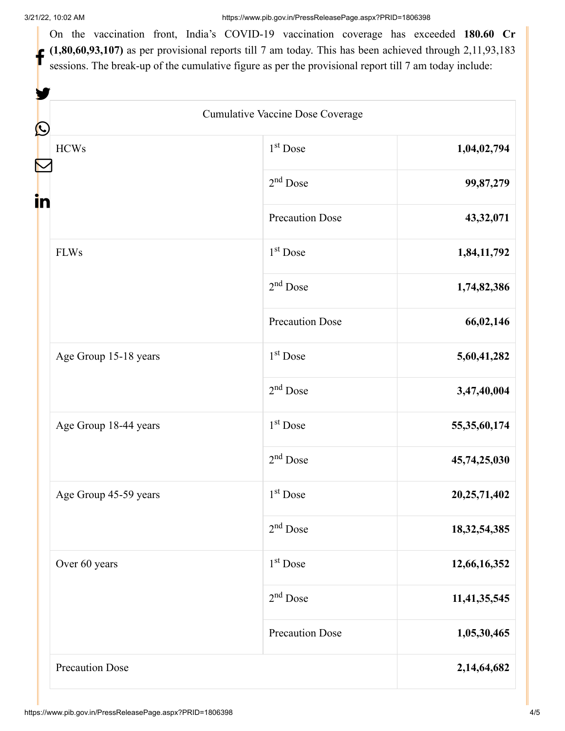On the vaccination front, India's COVID-19 vaccination coverage has exceeded **180.60 Cr (1,80,60,93,107)** as per provisional reports till 7 am today. This has been achieved through 2,11,93,183 sessions. The break-up of the cumulative figure as per the provisional report till 7 am today include:

| Cumulative Vaccine Dose Coverage | | |
|---|---|---|
| HCWs | 1st Dose | **1,04,02,794** |
| | 2nd Dose | **99,87,279** |
| | Precaution Dose | **43,32,071** |
| FLWs | 1st Dose | **1,84,11,792** |
| | 2nd Dose | **1,74,82,386** |
| | Precaution Dose | **66,02,146** |
| Age Group 15-18 years | 1st Dose | **5,60,41,282** |
| | 2nd Dose | **3,47,40,004** |
| Age Group 18-44 years | 1st Dose | **55,35,60,174** |
| | 2nd Dose | **45,74,25,030** |
| Age Group 45-59 years | 1st Dose | **20,25,71,402** |
| | 2nd Dose | **18,32,54,385** |
| Over 60 years | 1st Dose | **12,66,16,352** |
| | 2nd Dose | **11,41,35,545** |
| | Precaution Dose | **1,05,30,465** |
| Precaution Dose | | **2,14,64,682** |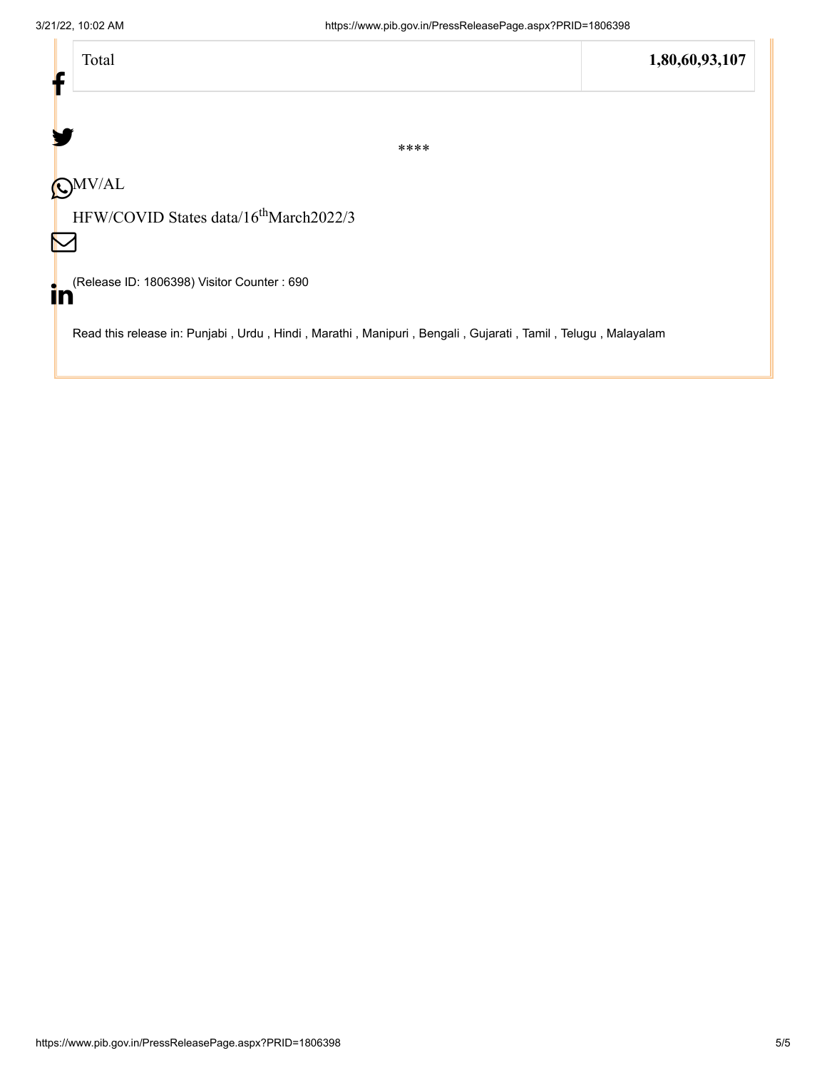| | |
|---|---|
| Total | **1,80,60,93,107** |

****

MV/AL

HFW/COVID States data/16thMarch2022/3

(Release ID: 1806398) Visitor Counter : 690

Read this release in: Punjabi , Urdu , Hindi , Marathi , Manipuri , Bengali , Gujarati , Tamil , Telugu , Malayalam